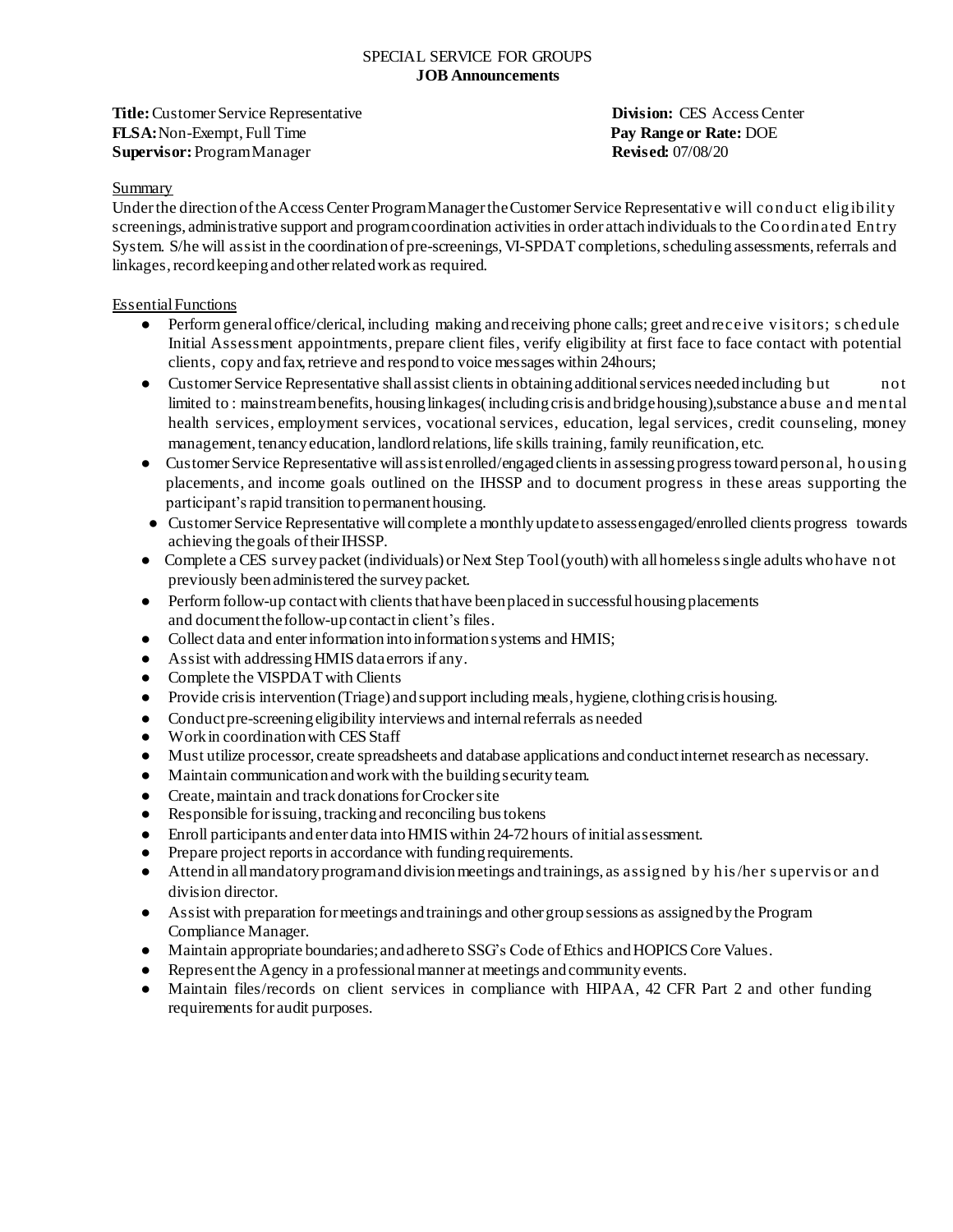# SPECIAL SERVICE FOR GROUPS
## JOB Announcements

**Title:** Customer Service Representative
**Division:** CES Access Center
**FLSA:** Non-Exempt, Full Time
**Pay Range or Rate:** DOE
**Supervisor:** Program Manager
**Revised:** 07/08/20

### Summary

Under the direction of the Access Center Program Manager the Customer Service Representative will conduct eligibility screenings, administrative support and program coordination activities in order attach individuals to the Coordinated Entry System. S/he will assist in the coordination of pre-screenings, VI-SPDAT completions, scheduling assessments, referrals and linkages, record keeping and other related work as required.

### Essential Functions

- Perform general office/clerical, including making and receiving phone calls; greet and receive visitors; schedule Initial Assessment appointments, prepare client files, verify eligibility at first face to face contact with potential clients, copy and fax, retrieve and respond to voice messages within 24hours;
- Customer Service Representative shall assist clients in obtaining additional services needed including but not limited to : mainstream benefits, housing linkages( including crisis and bridge housing),substance abuse and mental health services, employment services, vocational services, education, legal services, credit counseling, money management, tenancy education, landlord relations, life skills training, family reunification, etc.
- Customer Service Representative will assist enrolled/engaged clients in assessing progress toward personal, housing placements, and income goals outlined on the IHSSP and to document progress in these areas supporting the participant's rapid transition to permanent housing.
- Customer Service Representative will complete a monthly update to assess engaged/enrolled clients progress towards achieving the goals of their IHSSP.
- Complete a CES survey packet (individuals) or Next Step Tool (youth) with all homeless single adults who have not previously been administered the survey packet.
- Perform follow-up contact with clients that have been placed in successful housing placements and document the follow-up contact in client's files.
- Collect data and enter information into information systems and HMIS;
- Assist with addressing HMIS data errors if any.
- Complete the VISPDAT with Clients
- Provide crisis intervention (Triage) and support including meals, hygiene, clothing crisis housing.
- Conduct pre-screening eligibility interviews and internal referrals as needed
- Work in coordination with CES Staff
- Must utilize processor, create spreadsheets and database applications and conduct internet research as necessary.
- Maintain communication and work with the building security team.
- Create, maintain and track donations for Crocker site
- Responsible for issuing, tracking and reconciling bus tokens
- Enroll participants and enter data into HMIS within 24-72 hours of initial assessment.
- Prepare project reports in accordance with funding requirements.
- Attend in all mandatory program and division meetings and trainings, as assigned by his/her supervisor and division director.
- Assist with preparation for meetings and trainings and other group sessions as assigned by the Program Compliance Manager.
- Maintain appropriate boundaries; and adhere to SSG's Code of Ethics and HOPICS Core Values.
- Represent the Agency in a professional manner at meetings and community events.
- Maintain files/records on client services in compliance with HIPAA, 42 CFR Part 2 and other funding requirements for audit purposes.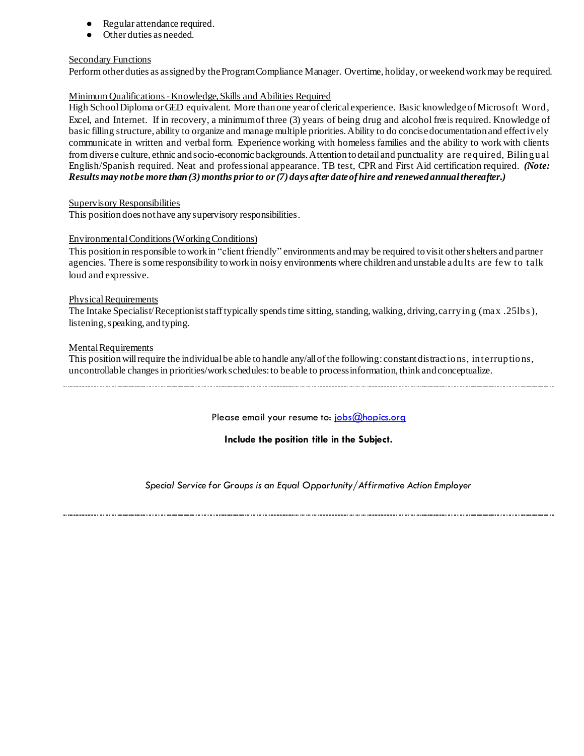- Regular attendance required.
- Other duties as needed.

Secondary Functions

Perform other duties as assigned by the Program Compliance Manager. Overtime, holiday, or weekend work may be required.

Minimum Qualifications - Knowledge, Skills and Abilities Required

High School Diploma or GED equivalent. More than one year of clerical experience. Basic knowledge of Microsoft Word, Excel, and Internet. If in recovery, a minimum of three (3) years of being drug and alcohol free is required. Knowledge of basic filling structure, ability to organize and manage multiple priorities. Ability to do concise documentation and effectively communicate in written and verbal form. Experience working with homeless families and the ability to work with clients from diverse culture, ethnic and socio-economic backgrounds. Attention to detail and punctuality are required, Bilingual English/Spanish required. Neat and professional appearance. TB test, CPR and First Aid certification required. ***(Note: Results may not be more than (3) months prior to or (7) days after date of hire and renewed annual thereafter.)***

Supervisory Responsibilities

This position does not have any supervisory responsibilities.

Environmental Conditions (Working Conditions)

This position in responsible to work in "client friendly" environments and may be required to visit other shelters and partner agencies. There is some responsibility to work in noisy environments where children and unstable adults are few to talk loud and expressive.

Physical Requirements

The Intake Specialist/Receptionist staff typically spends time sitting, standing, walking, driving, carrying (max .25lbs), listening, speaking, and typing.

Mental Requirements

This position will require the individual be able to handle any/all of the following: constant distractions, interruptions, uncontrollable changes in priorities/work schedules: to be able to process information, think and conceptualize.

---

Please email your resume to: jobs@hopics.org

**Include the position title in the Subject.**

*Special Service for Groups is an Equal Opportunity/Affirmative Action Employer*

---